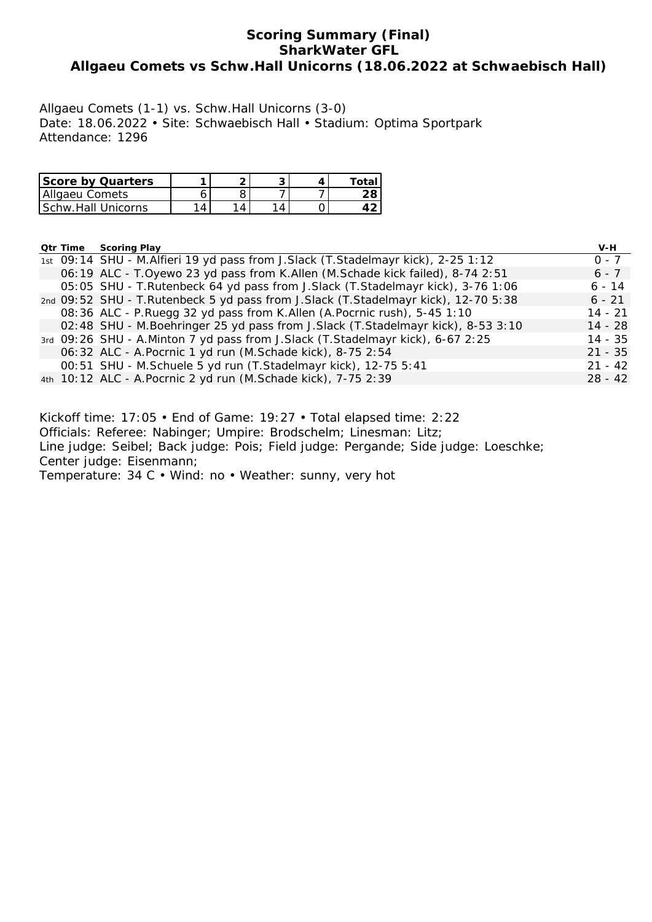# Scoring Summary (Final)
## SharkWater GFL
## Allgaeu Comets vs Schw.Hall Unicorns (18.06.2022 at Schwaebisch Hall)

Allgaeu Comets (1-1) vs. Schw.Hall Unicorns (3-0)
Date: 18.06.2022 • Site: Schwaebisch Hall • Stadium: Optima Sportpark
Attendance: 1296

| Score by Quarters | 1 | 2 | 3 | 4 | Total |
|---|---|---|---|---|---|
| Allgaeu Comets | 6 | 8 | 7 | 7 | **28** |
| Schw.Hall Unicorns | 14 | 14 | 14 | 0 | **42** |

| Qtr | Time | Scoring Play | V-H |
|---|---|---|---|
| 1st | 09:14 | SHU - M.Alfieri 19 yd pass from J.Slack (T.Stadelmayr kick), 2-25 1:12 | 0 - 7 |
| | 06:19 | ALC - T.Oyewo 23 yd pass from K.Allen (M.Schade kick failed), 8-74 2:51 | 6 - 7 |
| | 05:05 | SHU - T.Rutenbeck 64 yd pass from J.Slack (T.Stadelmayr kick), 3-76 1:06 | 6 - 14 |
| 2nd | 09:52 | SHU - T.Rutenbeck 5 yd pass from J.Slack (T.Stadelmayr kick), 12-70 5:38 | 6 - 21 |
| | 08:36 | ALC - P.Ruegg 32 yd pass from K.Allen (A.Pocrnic rush), 5-45 1:10 | 14 - 21 |
| | 02:48 | SHU - M.Boehringer 25 yd pass from J.Slack (T.Stadelmayr kick), 8-53 3:10 | 14 - 28 |
| 3rd | 09:26 | SHU - A.Minton 7 yd pass from J.Slack (T.Stadelmayr kick), 6-67 2:25 | 14 - 35 |
| | 06:32 | ALC - A.Pocrnic 1 yd run (M.Schade kick), 8-75 2:54 | 21 - 35 |
| | 00:51 | SHU - M.Schuele 5 yd run (T.Stadelmayr kick), 12-75 5:41 | 21 - 42 |
| 4th | 10:12 | ALC - A.Pocrnic 2 yd run (M.Schade kick), 7-75 2:39 | 28 - 42 |

Kickoff time: 17:05 • End of Game: 19:27 • Total elapsed time: 2:22
Officials: Referee: Nabinger; Umpire: Brodschelm; Linesman: Litz;
Line judge: Seibel; Back judge: Pois; Field judge: Pergande; Side judge: Loeschke;
Center judge: Eisenmann;
Temperature: 34 C • Wind: no • Weather: sunny, very hot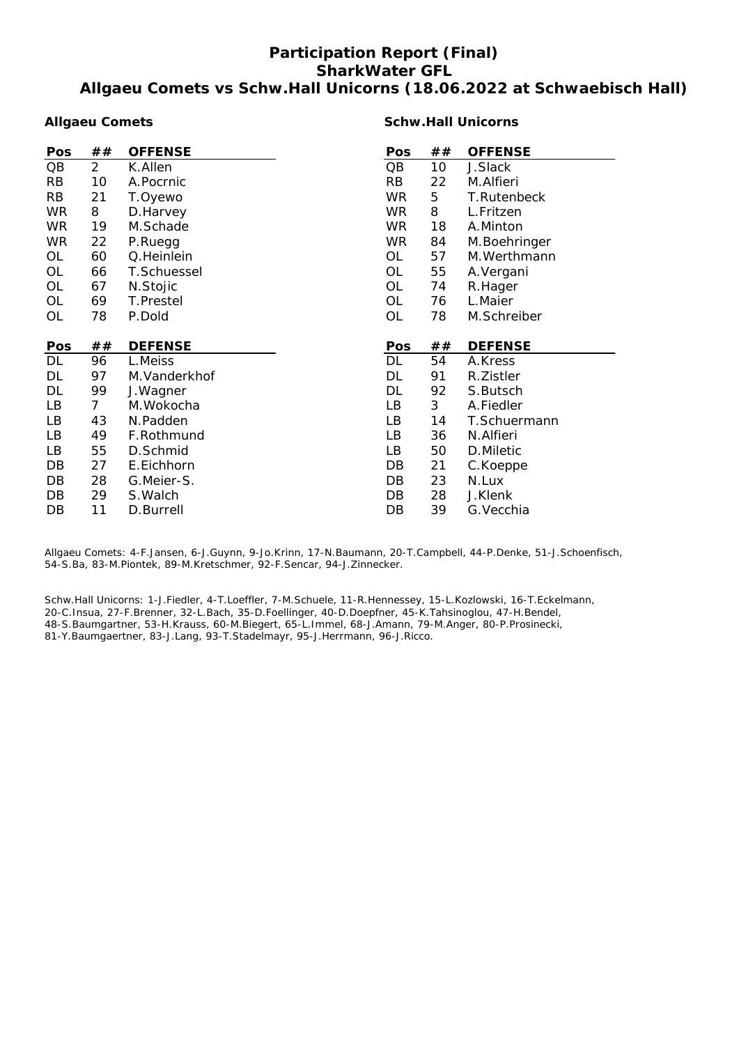# Participation Report (Final)
## SharkWater GFL
## Allgaeu Comets vs Schw.Hall Unicorns (18.06.2022 at Schwaebisch Hall)

### Allgaeu Comets

| Pos | ## | OFFENSE |
|---|---|---|
| QB | 2 | K.Allen |
| RB | 10 | A.Pocrnic |
| RB | 21 | T.Oyewo |
| WR | 8 | D.Harvey |
| WR | 19 | M.Schade |
| WR | 22 | P.Ruegg |
| OL | 60 | Q.Heinlein |
| OL | 66 | T.Schuessel |
| OL | 67 | N.Stojic |
| OL | 69 | T.Prestel |
| OL | 78 | P.Dold |

| Pos | ## | DEFENSE |
|---|---|---|
| DL | 96 | L.Meiss |
| DL | 97 | M.Vanderkhof |
| DL | 99 | J.Wagner |
| LB | 7 | M.Wokocha |
| LB | 43 | N.Padden |
| LB | 49 | F.Rothmund |
| LB | 55 | D.Schmid |
| DB | 27 | E.Eichhorn |
| DB | 28 | G.Meier-S. |
| DB | 29 | S.Walch |
| DB | 11 | D.Burrell |

### Schw.Hall Unicorns

| Pos | ## | OFFENSE |
|---|---|---|
| QB | 10 | J.Slack |
| RB | 22 | M.Alfieri |
| WR | 5 | T.Rutenbeck |
| WR | 8 | L.Fritzen |
| WR | 18 | A.Minton |
| WR | 84 | M.Boehringer |
| OL | 57 | M.Werthmann |
| OL | 55 | A.Vergani |
| OL | 74 | R.Hager |
| OL | 76 | L.Maier |
| OL | 78 | M.Schreiber |

| Pos | ## | DEFENSE |
|---|---|---|
| DL | 54 | A.Kress |
| DL | 91 | R.Zistler |
| DL | 92 | S.Butsch |
| LB | 3 | A.Fiedler |
| LB | 14 | T.Schuermann |
| LB | 36 | N.Alfieri |
| LB | 50 | D.Miletic |
| DB | 21 | C.Koeppe |
| DB | 23 | N.Lux |
| DB | 28 | J.Klenk |
| DB | 39 | G.Vecchia |

Allgaeu Comets: 4-F.Jansen, 6-J.Guynn, 9-Jo.Krinn, 17-N.Baumann, 20-T.Campbell, 44-P.Denke, 51-J.Schoenfisch, 54-S.Ba, 83-M.Piontek, 89-M.Kretschmer, 92-F.Sencar, 94-J.Zinnecker.

Schw.Hall Unicorns: 1-J.Fiedler, 4-T.Loeffler, 7-M.Schuele, 11-R.Hennessey, 15-L.Kozlowski, 16-T.Eckelmann, 20-C.Insua, 27-F.Brenner, 32-L.Bach, 35-D.Foellinger, 40-D.Doepfner, 45-K.Tahsinoglou, 47-H.Bendel, 48-S.Baumgartner, 53-H.Krauss, 60-M.Biegert, 65-L.Immel, 68-J.Amann, 79-M.Anger, 80-P.Prosinecki, 81-Y.Baumgaertner, 83-J.Lang, 93-T.Stadelmayr, 95-J.Herrmann, 96-J.Ricco.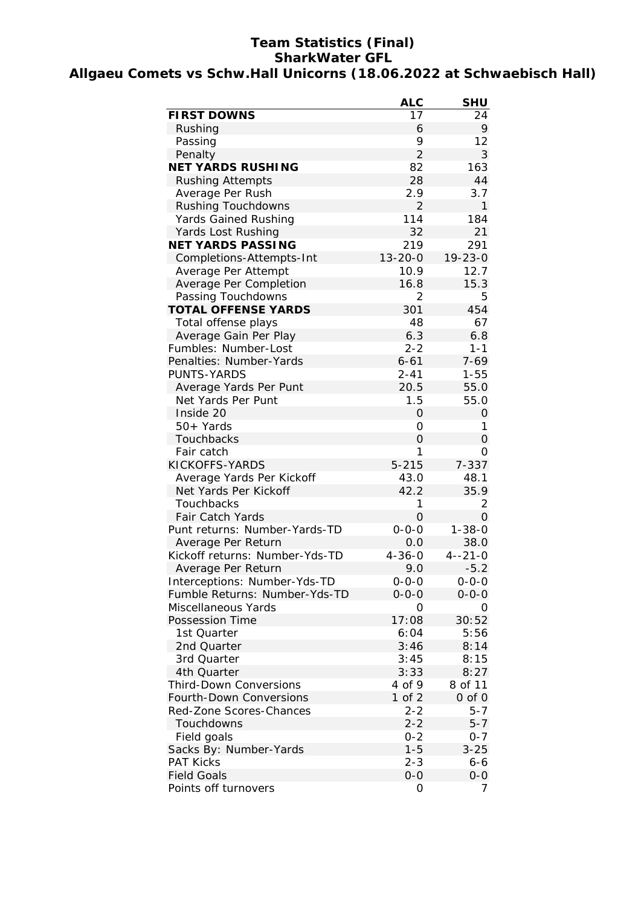# Team Statistics (Final)
## SharkWater GFL
## Allgaeu Comets vs Schw.Hall Unicorns (18.06.2022 at Schwaebisch Hall)

| | ALC | SHU |
|---|---|---|
| **FIRST DOWNS** | 17 | 24 |
| Rushing | 6 | 9 |
| Passing | 9 | 12 |
| Penalty | 2 | 3 |
| **NET YARDS RUSHING** | 82 | 163 |
| Rushing Attempts | 28 | 44 |
| Average Per Rush | 2.9 | 3.7 |
| Rushing Touchdowns | 2 | 1 |
| Yards Gained Rushing | 114 | 184 |
| Yards Lost Rushing | 32 | 21 |
| **NET YARDS PASSING** | 219 | 291 |
| Completions-Attempts-Int | 13-20-0 | 19-23-0 |
| Average Per Attempt | 10.9 | 12.7 |
| Average Per Completion | 16.8 | 15.3 |
| Passing Touchdowns | 2 | 5 |
| **TOTAL OFFENSE YARDS** | 301 | 454 |
| Total offense plays | 48 | 67 |
| Average Gain Per Play | 6.3 | 6.8 |
| Fumbles: Number-Lost | 2-2 | 1-1 |
| Penalties: Number-Yards | 6-61 | 7-69 |
| PUNTS-YARDS | 2-41 | 1-55 |
| Average Yards Per Punt | 20.5 | 55.0 |
| Net Yards Per Punt | 1.5 | 55.0 |
| Inside 20 | 0 | 0 |
| 50+ Yards | 0 | 1 |
| Touchbacks | 0 | 0 |
| Fair catch | 1 | 0 |
| KICKOFFS-YARDS | 5-215 | 7-337 |
| Average Yards Per Kickoff | 43.0 | 48.1 |
| Net Yards Per Kickoff | 42.2 | 35.9 |
| Touchbacks | 1 | 2 |
| Fair Catch Yards | 0 | 0 |
| Punt returns: Number-Yards-TD | 0-0-0 | 1-38-0 |
| Average Per Return | 0.0 | 38.0 |
| Kickoff returns: Number-Yds-TD | 4-36-0 | 4--21-0 |
| Average Per Return | 9.0 | -5.2 |
| Interceptions: Number-Yds-TD | 0-0-0 | 0-0-0 |
| Fumble Returns: Number-Yds-TD | 0-0-0 | 0-0-0 |
| Miscellaneous Yards | 0 | 0 |
| Possession Time | 17:08 | 30:52 |
| 1st Quarter | 6:04 | 5:56 |
| 2nd Quarter | 3:46 | 8:14 |
| 3rd Quarter | 3:45 | 8:15 |
| 4th Quarter | 3:33 | 8:27 |
| Third-Down Conversions | 4 of 9 | 8 of 11 |
| Fourth-Down Conversions | 1 of 2 | 0 of 0 |
| Red-Zone Scores-Chances | 2-2 | 5-7 |
| Touchdowns | 2-2 | 5-7 |
| Field goals | 0-2 | 0-7 |
| Sacks By: Number-Yards | 1-5 | 3-25 |
| PAT Kicks | 2-3 | 6-6 |
| Field Goals | 0-0 | 0-0 |
| Points off turnovers | 0 | 7 |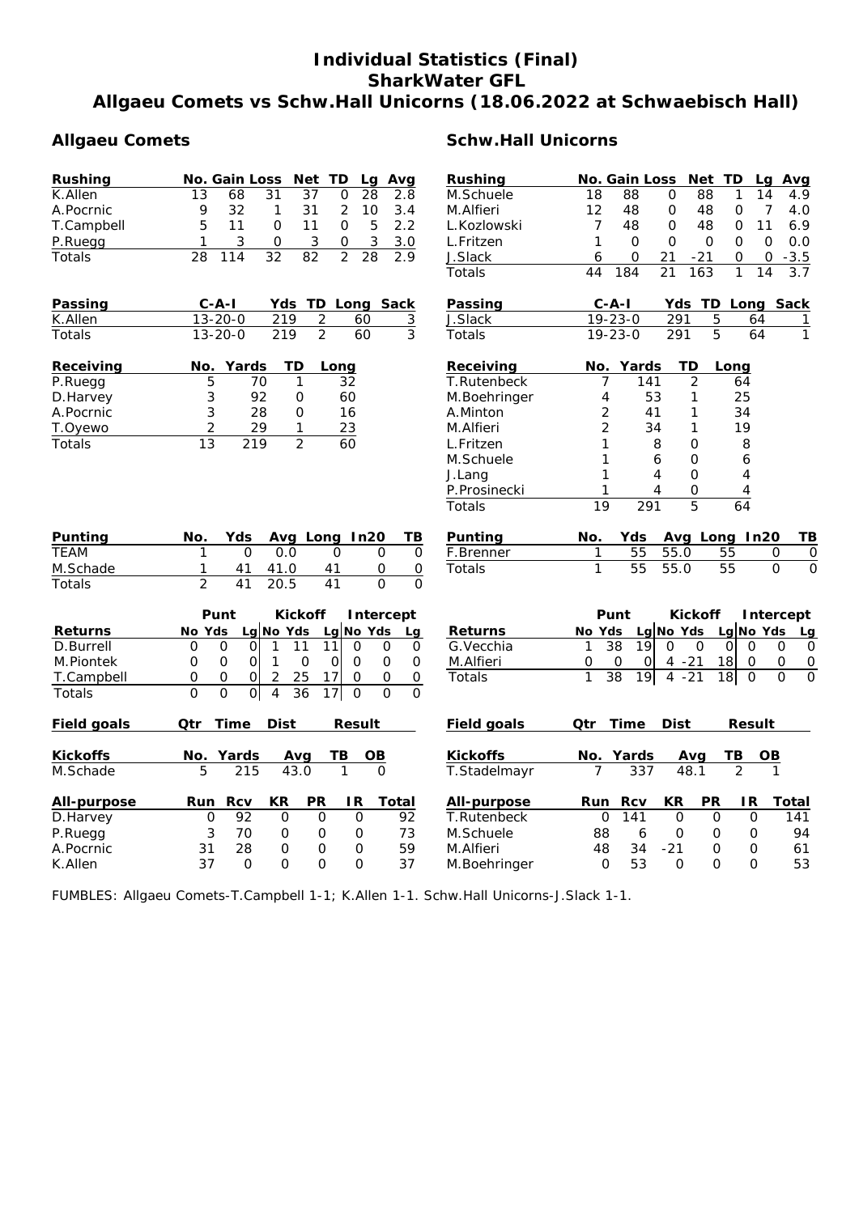# Individual Statistics (Final)
## SharkWater GFL
## Allgaeu Comets vs Schw.Hall Unicorns (18.06.2022 at Schwaebisch Hall)

### Allgaeu Comets

| Rushing | No. | Gain | Loss | Net | TD | Lg | Avg |
|---|---|---|---|---|---|---|---|
| K.Allen | 13 | 68 | 31 | 37 | 0 | 28 | 2.8 |
| A.Pocrnic | 9 | 32 | 1 | 31 | 2 | 10 | 3.4 |
| T.Campbell | 5 | 11 | 0 | 11 | 0 | 5 | 2.2 |
| P.Ruegg | 1 | 3 | 0 | 3 | 0 | 3 | 3.0 |
| Totals | 28 | 114 | 32 | 82 | 2 | 28 | 2.9 |

| Passing | C-A-I | Yds | TD | Long | Sack |
|---|---|---|---|---|---|
| K.Allen | 13-20-0 | 219 | 2 | 60 | 3 |
| Totals | 13-20-0 | 219 | 2 | 60 | 3 |

| Receiving | No. | Yards | TD | Long |
|---|---|---|---|---|
| P.Ruegg | 5 | 70 | 1 | 32 |
| D.Harvey | 3 | 92 | 0 | 60 |
| A.Pocrnic | 3 | 28 | 0 | 16 |
| T.Oyewo | 2 | 29 | 1 | 23 |
| Totals | 13 | 219 | 2 | 60 |

| Punting | No. | Yds | Avg | Long | In20 | TB |
|---|---|---|---|---|---|---|
| TEAM | 1 | 0 | 0.0 | 0 | 0 | 0 |
| M.Schade | 1 | 41 | 41.0 | 41 | 0 | 0 |
| Totals | 2 | 41 | 20.5 | 41 | 0 | 0 |

| | Punt | | | Kickoff | | | Intercept | | |
|---|---|---|---|---|---|---|---|---|---|
| Returns | No | Yds | Lg | No | Yds | Lg | No | Yds | Lg |
| D.Burrell | 0 | 0 | 0 | 1 | 11 | 11 | 0 | 0 | 0 |
| M.Piontek | 0 | 0 | 0 | 1 | 0 | 0 | 0 | 0 | 0 |
| T.Campbell | 0 | 0 | 0 | 2 | 25 | 17 | 0 | 0 | 0 |
| Totals | 0 | 0 | 0 | 4 | 36 | 17 | 0 | 0 | 0 |

| Field goals | Qtr | Time | Dist | Result |
|---|---|---|---|---|

| Kickoffs | No. | Yards | Avg | TB | OB |
|---|---|---|---|---|---|
| M.Schade | 5 | 215 | 43.0 | 1 | 0 |

| All-purpose | Run | Rcv | KR | PR | IR | Total |
|---|---|---|---|---|---|---|
| D.Harvey | 0 | 92 | 0 | 0 | 0 | 92 |
| P.Ruegg | 3 | 70 | 0 | 0 | 0 | 73 |
| A.Pocrnic | 31 | 28 | 0 | 0 | 0 | 59 |
| K.Allen | 37 | 0 | 0 | 0 | 0 | 37 |

### Schw.Hall Unicorns

| Rushing | No. | Gain | Loss | Net | TD | Lg | Avg |
|---|---|---|---|---|---|---|---|
| M.Schuele | 18 | 88 | 0 | 88 | 1 | 14 | 4.9 |
| M.Alfieri | 12 | 48 | 0 | 48 | 0 | 7 | 4.0 |
| L.Kozlowski | 7 | 48 | 0 | 48 | 0 | 11 | 6.9 |
| L.Fritzen | 1 | 0 | 0 | 0 | 0 | 0 | 0.0 |
| J.Slack | 6 | 0 | 21 | -21 | 0 | 0 | -3.5 |
| Totals | 44 | 184 | 21 | 163 | 1 | 14 | 3.7 |

| Passing | C-A-I | Yds | TD | Long | Sack |
|---|---|---|---|---|---|
| J.Slack | 19-23-0 | 291 | 5 | 64 | 1 |
| Totals | 19-23-0 | 291 | 5 | 64 | 1 |

| Receiving | No. | Yards | TD | Long |
|---|---|---|---|---|
| T.Rutenbeck | 7 | 141 | 2 | 64 |
| M.Boehringer | 4 | 53 | 1 | 25 |
| A.Minton | 2 | 41 | 1 | 34 |
| M.Alfieri | 2 | 34 | 1 | 19 |
| L.Fritzen | 1 | 8 | 0 | 8 |
| M.Schuele | 1 | 6 | 0 | 6 |
| J.Lang | 1 | 4 | 0 | 4 |
| P.Prosinecki | 1 | 4 | 0 | 4 |
| Totals | 19 | 291 | 5 | 64 |

| Punting | No. | Yds | Avg | Long | In20 | TB |
|---|---|---|---|---|---|---|
| F.Brenner | 1 | 55 | 55.0 | 55 | 0 | 0 |
| Totals | 1 | 55 | 55.0 | 55 | 0 | 0 |

| | Punt | | | Kickoff | | | Intercept | | |
|---|---|---|---|---|---|---|---|---|---|
| Returns | No | Yds | Lg | No | Yds | Lg | No | Yds | Lg |
| G.Vecchia | 1 | 38 | 19 | 0 | 0 | 0 | 0 | 0 | 0 |
| M.Alfieri | 0 | 0 | 0 | 4 | -21 | 18 | 0 | 0 | 0 |
| Totals | 1 | 38 | 19 | 4 | -21 | 18 | 0 | 0 | 0 |

| Field goals | Qtr | Time | Dist | Result |
|---|---|---|---|---|

| Kickoffs | No. | Yards | Avg | TB | OB |
|---|---|---|---|---|---|
| T.Stadelmayr | 7 | 337 | 48.1 | 2 | 1 |

| All-purpose | Run | Rcv | KR | PR | IR | Total |
|---|---|---|---|---|---|---|
| T.Rutenbeck | 0 | 141 | 0 | 0 | 0 | 141 |
| M.Schuele | 88 | 6 | 0 | 0 | 0 | 94 |
| M.Alfieri | 48 | 34 | -21 | 0 | 0 | 61 |
| M.Boehringer | 0 | 53 | 0 | 0 | 0 | 53 |

FUMBLES: Allgaeu Comets-T.Campbell 1-1; K.Allen 1-1. Schw.Hall Unicorns-J.Slack 1-1.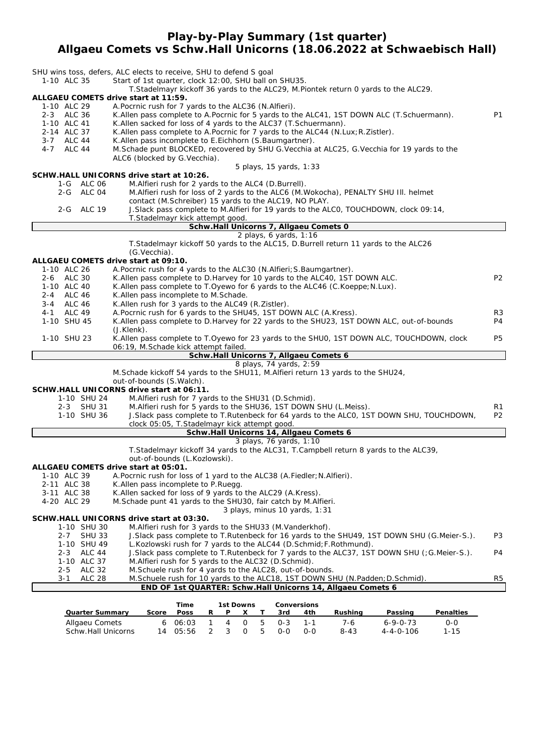# Play-by-Play Summary (1st quarter)
## Allgaeu Comets vs Schw.Hall Unicorns (18.06.2022 at Schwaebisch Hall)

SHU wins toss, defers, ALC elects to receive, SHU to defend S goal

1-10 ALC 35 — Start of 1st quarter, clock 12:00, SHU ball on SHU35.
T.Stadelmayr kickoff 36 yards to the ALC29, M.Piontek return 0 yards to the ALC29.

**ALLGAEU COMETS drive start at 11:59.**

| | | |
|---|---|---|
| 1-10 ALC 29 | A.Pocrnic rush for 7 yards to the ALC36 (N.Alfieri). | |
| 2-3 ALC 36 | K.Allen pass complete to A.Pocrnic for 5 yards to the ALC41, 1ST DOWN ALC (T.Schuermann). | P1 |
| 1-10 ALC 41 | K.Allen sacked for loss of 4 yards to the ALC37 (T.Schuermann). | |
| 2-14 ALC 37 | K.Allen pass complete to A.Pocrnic for 7 yards to the ALC44 (N.Lux;R.Zistler). | |
| 3-7 ALC 44 | K.Allen pass incomplete to E.Eichhorn (S.Baumgartner). | |
| 4-7 ALC 44 | M.Schade punt BLOCKED, recovered by SHU G.Vecchia at ALC25, G.Vecchia for 19 yards to the ALC6 (blocked by G.Vecchia). | |

5 plays, 15 yards, 1:33

**SCHW.HALL UNICORNS drive start at 10:26.**

| | | |
|---|---|---|
| 1-G ALC 06 | M.Alfieri rush for 2 yards to the ALC4 (D.Burrell). | |
| 2-G ALC 04 | M.Alfieri rush for loss of 2 yards to the ALC6 (M.Wokocha), PENALTY SHU Ill. helmet contact (M.Schreiber) 15 yards to the ALC19, NO PLAY. | |
| 2-G ALC 19 | J.Slack pass complete to M.Alfieri for 19 yards to the ALC0, TOUCHDOWN, clock 09:14, T.Stadelmayr kick attempt good. | |

**Schw.Hall Unicorns 7, Allgaeu Comets 0**

2 plays, 6 yards, 1:16

T.Stadelmayr kickoff 50 yards to the ALC15, D.Burrell return 11 yards to the ALC26 (G.Vecchia).

**ALLGAEU COMETS drive start at 09:10.**

| | | |
|---|---|---|
| 1-10 ALC 26 | A.Pocrnic rush for 4 yards to the ALC30 (N.Alfieri;S.Baumgartner). | |
| 2-6 ALC 30 | K.Allen pass complete to D.Harvey for 10 yards to the ALC40, 1ST DOWN ALC. | P2 |
| 1-10 ALC 40 | K.Allen pass complete to T.Oyewo for 6 yards to the ALC46 (C.Koeppe;N.Lux). | |
| 2-4 ALC 46 | K.Allen pass incomplete to M.Schade. | |
| 3-4 ALC 46 | K.Allen rush for 3 yards to the ALC49 (R.Zistler). | |
| 4-1 ALC 49 | A.Pocrnic rush for 6 yards to the SHU45, 1ST DOWN ALC (A.Kress). | R3 |
| 1-10 SHU 45 | K.Allen pass complete to D.Harvey for 22 yards to the SHU23, 1ST DOWN ALC, out-of-bounds (J.Klenk). | P4 |
| 1-10 SHU 23 | K.Allen pass complete to T.Oyewo for 23 yards to the SHU0, 1ST DOWN ALC, TOUCHDOWN, clock 06:19, M.Schade kick attempt failed. | P5 |

**Schw.Hall Unicorns 7, Allgaeu Comets 6**

8 plays, 74 yards, 2:59

M.Schade kickoff 54 yards to the SHU11, M.Alfieri return 13 yards to the SHU24, out-of-bounds (S.Walch).

**SCHW.HALL UNICORNS drive start at 06:11.**

| | | |
|---|---|---|
| 1-10 SHU 24 | M.Alfieri rush for 7 yards to the SHU31 (D.Schmid). | |
| 2-3 SHU 31 | M.Alfieri rush for 5 yards to the SHU36, 1ST DOWN SHU (L.Meiss). | R1 |
| 1-10 SHU 36 | J.Slack pass complete to T.Rutenbeck for 64 yards to the ALC0, 1ST DOWN SHU, TOUCHDOWN, clock 05:05, T.Stadelmayr kick attempt good. | P2 |

**Schw.Hall Unicorns 14, Allgaeu Comets 6**

3 plays, 76 yards, 1:10

T.Stadelmayr kickoff 34 yards to the ALC31, T.Campbell return 8 yards to the ALC39, out-of-bounds (L.Kozlowski).

**ALLGAEU COMETS drive start at 05:01.**

| | | |
|---|---|---|
| 1-10 ALC 39 | A.Pocrnic rush for loss of 1 yard to the ALC38 (A.Fiedler;N.Alfieri). | |
| 2-11 ALC 38 | K.Allen pass incomplete to P.Ruegg. | |
| 3-11 ALC 38 | K.Allen sacked for loss of 9 yards to the ALC29 (A.Kress). | |
| 4-20 ALC 29 | M.Schade punt 41 yards to the SHU30, fair catch by M.Alfieri. | |

3 plays, minus 10 yards, 1:31

**SCHW.HALL UNICORNS drive start at 03:30.**

| | | |
|---|---|---|
| 1-10 SHU 30 | M.Alfieri rush for 3 yards to the SHU33 (M.Vanderkhof). | |
| 2-7 SHU 33 | J.Slack pass complete to T.Rutenbeck for 16 yards to the SHU49, 1ST DOWN SHU (G.Meier-S.). | P3 |
| 1-10 SHU 49 | L.Kozlowski rush for 7 yards to the ALC44 (D.Schmid;F.Rothmund). | |
| 2-3 ALC 44 | J.Slack pass complete to T.Rutenbeck for 7 yards to the ALC37, 1ST DOWN SHU (;G.Meier-S.). | P4 |
| 1-10 ALC 37 | M.Alfieri rush for 5 yards to the ALC32 (D.Schmid). | |
| 2-5 ALC 32 | M.Schuele rush for 4 yards to the ALC28, out-of-bounds. | |
| 3-1 ALC 28 | M.Schuele rush for 10 yards to the ALC18, 1ST DOWN SHU (N.Padden;D.Schmid). | R5 |

**END OF 1st QUARTER: Schw.Hall Unicorns 14, Allgaeu Comets 6**

| Quarter Summary | Score | Time Poss | 1st Downs R | P | X | T | Conversions 3rd | 4th | Rushing | Passing | Penalties |
|---|---|---|---|---|---|---|---|---|---|---|---|
| Allgaeu Comets | 6 | 06:03 | 1 | 4 | 0 | 5 | 0-3 | 1-1 | 7-6 | 6-9-0-73 | 0-0 |
| Schw.Hall Unicorns | 14 | 05:56 | 2 | 3 | 0 | 5 | 0-0 | 0-0 | 8-43 | 4-4-0-106 | 1-15 |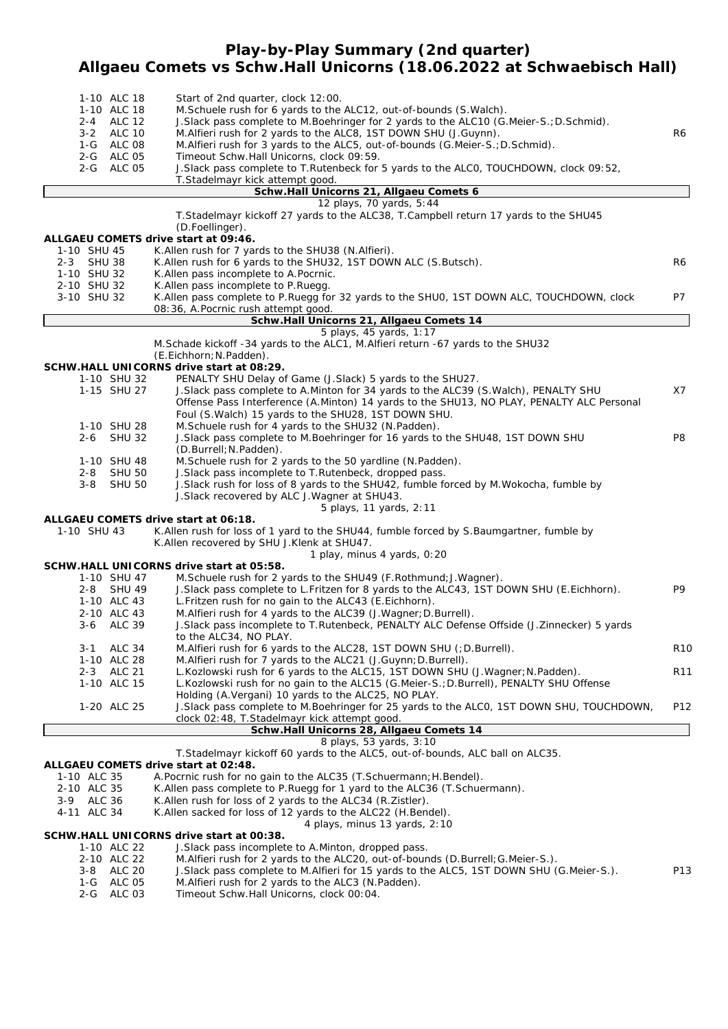# Play-by-Play Summary (2nd quarter)
## Allgaeu Comets vs Schw.Hall Unicorns (18.06.2022 at Schwaebisch Hall)

| Down | Play | |
|---|---|---|
| 1-10 ALC 18 | Start of 2nd quarter, clock 12:00. | |
| 1-10 ALC 18 | M.Schuele rush for 6 yards to the ALC12, out-of-bounds (S.Walch). | |
| 2-4 ALC 12 | J.Slack pass complete to M.Boehringer for 2 yards to the ALC10 (G.Meier-S.;D.Schmid). | |
| 3-2 ALC 10 | M.Alfieri rush for 2 yards to the ALC8, 1ST DOWN SHU (J.Guynn). | R6 |
| 1-G ALC 08 | M.Alfieri rush for 3 yards to the ALC5, out-of-bounds (G.Meier-S.;D.Schmid). | |
| 2-G ALC 05 | Timeout Schw.Hall Unicorns, clock 09:59. | |
| 2-G ALC 05 | J.Slack pass complete to T.Rutenbeck for 5 yards to the ALC0, TOUCHDOWN, clock 09:52, T.Stadelmayr kick attempt good. | |

**Schw.Hall Unicorns 21, Allgaeu Comets 6**

12 plays, 70 yards, 5:44

T.Stadelmayr kickoff 27 yards to the ALC38, T.Campbell return 17 yards to the SHU45 (D.Foellinger).

**ALLGAEU COMETS drive start at 09:46.**

| Down | Play | |
|---|---|---|
| 1-10 SHU 45 | K.Allen rush for 7 yards to the SHU38 (N.Alfieri). | |
| 2-3 SHU 38 | K.Allen rush for 6 yards to the SHU32, 1ST DOWN ALC (S.Butsch). | R6 |
| 1-10 SHU 32 | K.Allen pass incomplete to A.Pocrnic. | |
| 2-10 SHU 32 | K.Allen pass incomplete to P.Ruegg. | |
| 3-10 SHU 32 | K.Allen pass complete to P.Ruegg for 32 yards to the SHU0, 1ST DOWN ALC, TOUCHDOWN, clock 08:36, A.Pocrnic rush attempt good. | P7 |

**Schw.Hall Unicorns 21, Allgaeu Comets 14**

5 plays, 45 yards, 1:17

M.Schade kickoff -34 yards to the ALC1, M.Alfieri return -67 yards to the SHU32 (E.Eichhorn;N.Padden).

**SCHW.HALL UNICORNS drive start at 08:29.**

| Down | Play | |
|---|---|---|
| 1-10 SHU 32 | PENALTY SHU Delay of Game (J.Slack) 5 yards to the SHU27. | |
| 1-15 SHU 27 | J.Slack pass complete to A.Minton for 34 yards to the ALC39 (S.Walch), PENALTY SHU Offense Pass Interference (A.Minton) 14 yards to the SHU13, NO PLAY, PENALTY ALC Personal Foul (S.Walch) 15 yards to the SHU28, 1ST DOWN SHU. | X7 |
| 1-10 SHU 28 | M.Schuele rush for 4 yards to the SHU32 (N.Padden). | |
| 2-6 SHU 32 | J.Slack pass complete to M.Boehringer for 16 yards to the SHU48, 1ST DOWN SHU (D.Burrell;N.Padden). | P8 |
| 1-10 SHU 48 | M.Schuele rush for 2 yards to the 50 yardline (N.Padden). | |
| 2-8 SHU 50 | J.Slack pass incomplete to T.Rutenbeck, dropped pass. | |
| 3-8 SHU 50 | J.Slack rush for loss of 8 yards to the SHU42, fumble forced by M.Wokocha, fumble by J.Slack recovered by ALC J.Wagner at SHU43. | |

5 plays, 11 yards, 2:11

**ALLGAEU COMETS drive start at 06:18.**

| Down | Play | |
|---|---|---|
| 1-10 SHU 43 | K.Allen rush for loss of 1 yard to the SHU44, fumble forced by S.Baumgartner, fumble by K.Allen recovered by SHU J.Klenk at SHU47. | |

1 play, minus 4 yards, 0:20

**SCHW.HALL UNICORNS drive start at 05:58.**

| Down | Play | |
|---|---|---|
| 1-10 SHU 47 | M.Schuele rush for 2 yards to the SHU49 (F.Rothmund;J.Wagner). | |
| 2-8 SHU 49 | J.Slack pass complete to L.Fritzen for 8 yards to the ALC43, 1ST DOWN SHU (E.Eichhorn). | P9 |
| 1-10 ALC 43 | L.Fritzen rush for no gain to the ALC43 (E.Eichhorn). | |
| 2-10 ALC 43 | M.Alfieri rush for 4 yards to the ALC39 (J.Wagner;D.Burrell). | |
| 3-6 ALC 39 | J.Slack pass incomplete to T.Rutenbeck, PENALTY ALC Defense Offside (J.Zinnecker) 5 yards to the ALC34, NO PLAY. | |
| 3-1 ALC 34 | M.Alfieri rush for 6 yards to the ALC28, 1ST DOWN SHU (;D.Burrell). | R10 |
| 1-10 ALC 28 | M.Alfieri rush for 7 yards to the ALC21 (J.Guynn;D.Burrell). | |
| 2-3 ALC 21 | L.Kozlowski rush for 6 yards to the ALC15, 1ST DOWN SHU (J.Wagner;N.Padden). | R11 |
| 1-10 ALC 15 | L.Kozlowski rush for no gain to the ALC15 (G.Meier-S.;D.Burrell), PENALTY SHU Offense Holding (A.Vergani) 10 yards to the ALC25, NO PLAY. | |
| 1-20 ALC 25 | J.Slack pass complete to M.Boehringer for 25 yards to the ALC0, 1ST DOWN SHU, TOUCHDOWN, clock 02:48, T.Stadelmayr kick attempt good. | P12 |

**Schw.Hall Unicorns 28, Allgaeu Comets 14**

8 plays, 53 yards, 3:10

T.Stadelmayr kickoff 60 yards to the ALC5, out-of-bounds, ALC ball on ALC35.

**ALLGAEU COMETS drive start at 02:48.**

| Down | Play | |
|---|---|---|
| 1-10 ALC 35 | A.Pocrnic rush for no gain to the ALC35 (T.Schuermann;H.Bendel). | |
| 2-10 ALC 35 | K.Allen pass complete to P.Ruegg for 1 yard to the ALC36 (T.Schuermann). | |
| 3-9 ALC 36 | K.Allen rush for loss of 2 yards to the ALC34 (R.Zistler). | |
| 4-11 ALC 34 | K.Allen sacked for loss of 12 yards to the ALC22 (H.Bendel). | |

4 plays, minus 13 yards, 2:10

**SCHW.HALL UNICORNS drive start at 00:38.**

| Down | Play | |
|---|---|---|
| 1-10 ALC 22 | J.Slack pass incomplete to A.Minton, dropped pass. | |
| 2-10 ALC 22 | M.Alfieri rush for 2 yards to the ALC20, out-of-bounds (D.Burrell;G.Meier-S.). | |
| 3-8 ALC 20 | J.Slack pass complete to M.Alfieri for 15 yards to the ALC5, 1ST DOWN SHU (G.Meier-S.). | P13 |
| 1-G ALC 05 | M.Alfieri rush for 2 yards to the ALC3 (N.Padden). | |
| 2-G ALC 03 | Timeout Schw.Hall Unicorns, clock 00:04. | |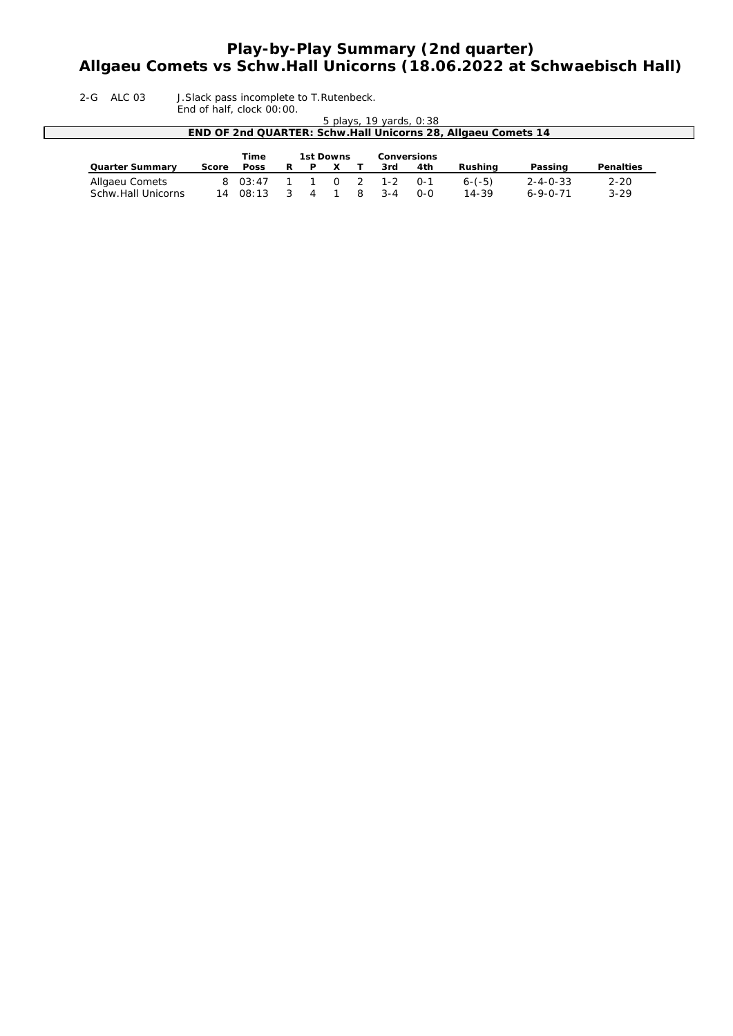# Play-by-Play Summary (2nd quarter)
# Allgaeu Comets vs Schw.Hall Unicorns (18.06.2022 at Schwaebisch Hall)

2-G ALC 03 J.Slack pass incomplete to T.Rutenbeck.
End of half, clock 00:00.

5 plays, 19 yards, 0:38

**END OF 2nd QUARTER: Schw.Hall Unicorns 28, Allgaeu Comets 14**

| Quarter Summary | Score | Time Poss | 1st Downs R | P | X | T | Conversions 3rd | 4th | Rushing | Passing | Penalties |
|---|---|---|---|---|---|---|---|---|---|---|---|
| Allgaeu Comets | 8 | 03:47 | 1 | 1 | 0 | 2 | 1-2 | 0-1 | 6-(-5) | 2-4-0-33 | 2-20 |
| Schw.Hall Unicorns | 14 | 08:13 | 3 | 4 | 1 | 8 | 3-4 | 0-0 | 14-39 | 6-9-0-71 | 3-29 |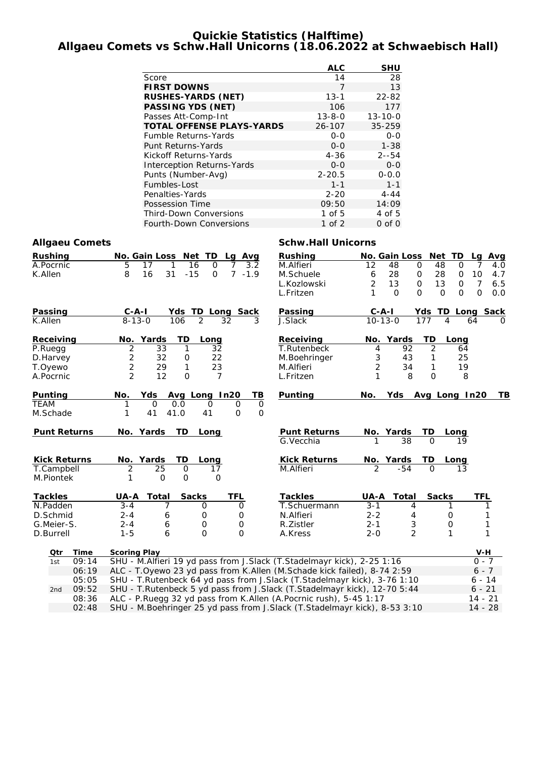# Quickie Statistics (Halftime)
## Allgaeu Comets vs Schw.Hall Unicorns (18.06.2022 at Schwaebisch Hall)

| | ALC | SHU |
|---|---|---|
| Score | 14 | 28 |
| **FIRST DOWNS** | 7 | 13 |
| **RUSHES-YARDS (NET)** | 13-1 | 22-82 |
| **PASSING YDS (NET)** | 106 | 177 |
| Passes Att-Comp-Int | 13-8-0 | 13-10-0 |
| **TOTAL OFFENSE PLAYS-YARDS** | 26-107 | 35-259 |
| Fumble Returns-Yards | 0-0 | 0-0 |
| Punt Returns-Yards | 0-0 | 1-38 |
| Kickoff Returns-Yards | 4-36 | 2--54 |
| Interception Returns-Yards | 0-0 | 0-0 |
| Punts (Number-Avg) | 2-20.5 | 0-0.0 |
| Fumbles-Lost | 1-1 | 1-1 |
| Penalties-Yards | 2-20 | 4-44 |
| Possession Time | 09:50 | 14:09 |
| Third-Down Conversions | 1 of 5 | 4 of 5 |
| Fourth-Down Conversions | 1 of 2 | 0 of 0 |

### Allgaeu Comets

| Rushing | No. | Gain | Loss | Net | TD | Lg | Avg |
|---|---|---|---|---|---|---|---|
| A.Pocrnic | 5 | 17 | 1 | 16 | 0 | 7 | 3.2 |
| K.Allen | 8 | 16 | 31 | -15 | 0 | 7 | -1.9 |

| Passing | C-A-I | Yds | TD | Long | Sack |
|---|---|---|---|---|---|
| K.Allen | 8-13-0 | 106 | 2 | 32 | 3 |

| Receiving | No. | Yards | TD | Long |
|---|---|---|---|---|
| P.Ruegg | 2 | 33 | 1 | 32 |
| D.Harvey | 2 | 32 | 0 | 22 |
| T.Oyewo | 2 | 29 | 1 | 23 |
| A.Pocrnic | 2 | 12 | 0 | 7 |

| Punting | No. | Yds | Avg | Long | In20 | TB |
|---|---|---|---|---|---|---|
| TEAM | 1 | 0 | 0.0 | 0 | 0 | 0 |
| M.Schade | 1 | 41 | 41.0 | 41 | 0 | 0 |

| Punt Returns | No. | Yards | TD | Long |
|---|---|---|---|---|

| Kick Returns | No. | Yards | TD | Long |
|---|---|---|---|---|
| T.Campbell | 2 | 25 | 0 | 17 |
| M.Piontek | 1 | 0 | 0 | 0 |

| Tackles | UA-A | Total | Sacks | TFL |
|---|---|---|---|---|
| N.Padden | 3-4 | 7 | 0 | 0 |
| D.Schmid | 2-4 | 6 | 0 | 0 |
| G.Meier-S. | 2-4 | 6 | 0 | 0 |
| D.Burrell | 1-5 | 6 | 0 | 0 |

### Schw.Hall Unicorns

| Rushing | No. | Gain | Loss | Net | TD | Lg | Avg |
|---|---|---|---|---|---|---|---|
| M.Alfieri | 12 | 48 | 0 | 48 | 0 | 7 | 4.0 |
| M.Schuele | 6 | 28 | 0 | 28 | 0 | 10 | 4.7 |
| L.Kozlowski | 2 | 13 | 0 | 13 | 0 | 7 | 6.5 |
| L.Fritzen | 1 | 0 | 0 | 0 | 0 | 0 | 0.0 |

| Passing | C-A-I | Yds | TD | Long | Sack |
|---|---|---|---|---|---|
| J.Slack | 10-13-0 | 177 | 4 | 64 | 0 |

| Receiving | No. | Yards | TD | Long |
|---|---|---|---|---|
| T.Rutenbeck | 4 | 92 | 2 | 64 |
| M.Boehringer | 3 | 43 | 1 | 25 |
| M.Alfieri | 2 | 34 | 1 | 19 |
| L.Fritzen | 1 | 8 | 0 | 8 |

| Punting | No. | Yds | Avg | Long | In20 | TB |
|---|---|---|---|---|---|---|

| Punt Returns | No. | Yards | TD | Long |
|---|---|---|---|---|
| G.Vecchia | 1 | 38 | 0 | 19 |

| Kick Returns | No. | Yards | TD | Long |
|---|---|---|---|---|
| M.Alfieri | 2 | -54 | 0 | 13 |

| Tackles | UA-A | Total | Sacks | TFL |
|---|---|---|---|---|
| T.Schuermann | 3-1 | 4 | 1 | 1 |
| N.Alfieri | 2-2 | 4 | 0 | 1 |
| R.Zistler | 2-1 | 3 | 0 | 1 |
| A.Kress | 2-0 | 2 | 1 | 1 |

| Qtr | Time | Scoring Play | V-H |
|---|---|---|---|
| 1st | 09:14 | SHU - M.Alfieri 19 yd pass from J.Slack (T.Stadelmayr kick), 2-25 1:16 | 0 - 7 |
| | 06:19 | ALC - T.Oyewo 23 yd pass from K.Allen (M.Schade kick failed), 8-74 2:59 | 6 - 7 |
| | 05:05 | SHU - T.Rutenbeck 64 yd pass from J.Slack (T.Stadelmayr kick), 3-76 1:10 | 6 - 14 |
| 2nd | 09:52 | SHU - T.Rutenbeck 5 yd pass from J.Slack (T.Stadelmayr kick), 12-70 5:44 | 6 - 21 |
| | 08:36 | ALC - P.Ruegg 32 yd pass from K.Allen (A.Pocrnic rush), 5-45 1:17 | 14 - 21 |
| | 02:48 | SHU - M.Boehringer 25 yd pass from J.Slack (T.Stadelmayr kick), 8-53 3:10 | 14 - 28 |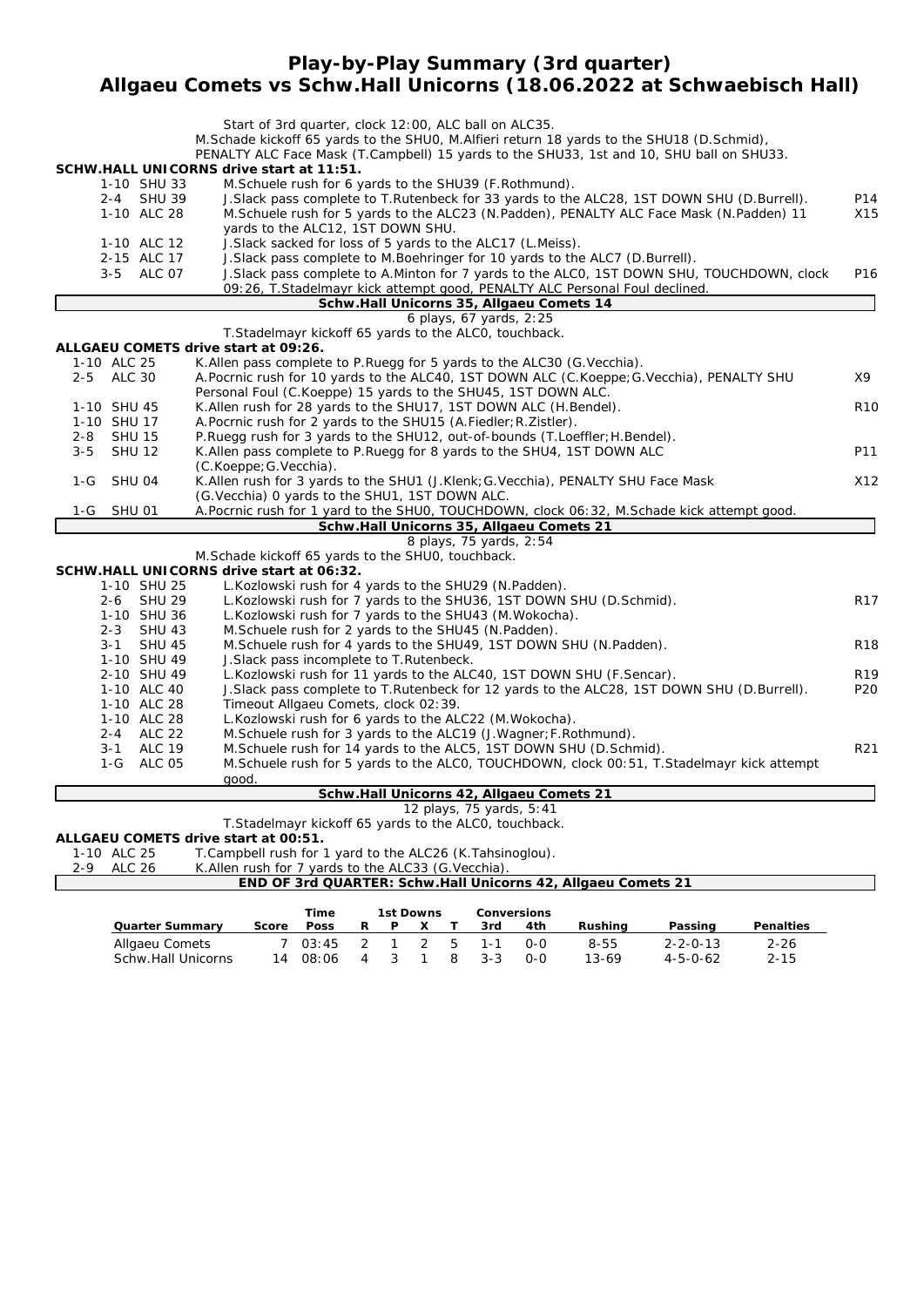# Play-by-Play Summary (3rd quarter)
## Allgaeu Comets vs Schw.Hall Unicorns (18.06.2022 at Schwaebisch Hall)

Start of 3rd quarter, clock 12:00, ALC ball on ALC35.
M.Schade kickoff 65 yards to the SHU0, M.Alfieri return 18 yards to the SHU18 (D.Schmid), PENALTY ALC Face Mask (T.Campbell) 15 yards to the SHU33, 1st and 10, SHU ball on SHU33.

**SCHW.HALL UNICORNS drive start at 11:51.**

| Down | Spot | Play | |
|---|---|---|---|
| 1-10 | SHU 33 | M.Schuele rush for 6 yards to the SHU39 (F.Rothmund). | |
| 2-4 | SHU 39 | J.Slack pass complete to T.Rutenbeck for 33 yards to the ALC28, 1ST DOWN SHU (D.Burrell). | P14 |
| 1-10 | ALC 28 | M.Schuele rush for 5 yards to the ALC23 (N.Padden), PENALTY ALC Face Mask (N.Padden) 11 yards to the ALC12, 1ST DOWN SHU. | X15 |
| 1-10 | ALC 12 | J.Slack sacked for loss of 5 yards to the ALC17 (L.Meiss). | |
| 2-15 | ALC 17 | J.Slack pass complete to M.Boehringer for 10 yards to the ALC7 (D.Burrell). | |
| 3-5 | ALC 07 | J.Slack pass complete to A.Minton for 7 yards to the ALC0, 1ST DOWN SHU, TOUCHDOWN, clock 09:26, T.Stadelmayr kick attempt good, PENALTY ALC Personal Foul declined. | P16 |

**Schw.Hall Unicorns 35, Allgaeu Comets 14**

6 plays, 67 yards, 2:25

T.Stadelmayr kickoff 65 yards to the ALC0, touchback.

**ALLGAEU COMETS drive start at 09:26.**

| Down | Spot | Play | |
|---|---|---|---|
| 1-10 | ALC 25 | K.Allen pass complete to P.Ruegg for 5 yards to the ALC30 (G.Vecchia). | |
| 2-5 | ALC 30 | A.Pocrnic rush for 10 yards to the ALC40, 1ST DOWN ALC (C.Koeppe;G.Vecchia), PENALTY SHU Personal Foul (C.Koeppe) 15 yards to the SHU45, 1ST DOWN ALC. | X9 |
| 1-10 | SHU 45 | K.Allen rush for 28 yards to the SHU17, 1ST DOWN ALC (H.Bendel). | R10 |
| 1-10 | SHU 17 | A.Pocrnic rush for 2 yards to the SHU15 (A.Fiedler;R.Zistler). | |
| 2-8 | SHU 15 | P.Ruegg rush for 3 yards to the SHU12, out-of-bounds (T.Loeffler;H.Bendel). | |
| 3-5 | SHU 12 | K.Allen pass complete to P.Ruegg for 8 yards to the SHU4, 1ST DOWN ALC (C.Koeppe;G.Vecchia). | P11 |
| 1-G | SHU 04 | K.Allen rush for 3 yards to the SHU1 (J.Klenk;G.Vecchia), PENALTY SHU Face Mask (G.Vecchia) 0 yards to the SHU1, 1ST DOWN ALC. | X12 |
| 1-G | SHU 01 | A.Pocrnic rush for 1 yard to the SHU0, TOUCHDOWN, clock 06:32, M.Schade kick attempt good. | |

**Schw.Hall Unicorns 35, Allgaeu Comets 21**

8 plays, 75 yards, 2:54

M.Schade kickoff 65 yards to the SHU0, touchback.

**SCHW.HALL UNICORNS drive start at 06:32.**

| Down | Spot | Play | |
|---|---|---|---|
| 1-10 | SHU 25 | L.Kozlowski rush for 4 yards to the SHU29 (N.Padden). | |
| 2-6 | SHU 29 | L.Kozlowski rush for 7 yards to the SHU36, 1ST DOWN SHU (D.Schmid). | R17 |
| 1-10 | SHU 36 | L.Kozlowski rush for 7 yards to the SHU43 (M.Wokocha). | |
| 2-3 | SHU 43 | M.Schuele rush for 2 yards to the SHU45 (N.Padden). | |
| 3-1 | SHU 45 | M.Schuele rush for 4 yards to the SHU49, 1ST DOWN SHU (N.Padden). | R18 |
| 1-10 | SHU 49 | J.Slack pass incomplete to T.Rutenbeck. | |
| 2-10 | SHU 49 | L.Kozlowski rush for 11 yards to the ALC40, 1ST DOWN SHU (F.Sencar). | R19 |
| 1-10 | ALC 40 | J.Slack pass complete to T.Rutenbeck for 12 yards to the ALC28, 1ST DOWN SHU (D.Burrell). | P20 |
| 1-10 | ALC 28 | Timeout Allgaeu Comets, clock 02:39. | |
| 1-10 | ALC 28 | L.Kozlowski rush for 6 yards to the ALC22 (M.Wokocha). | |
| 2-4 | ALC 22 | M.Schuele rush for 3 yards to the ALC19 (J.Wagner;F.Rothmund). | |
| 3-1 | ALC 19 | M.Schuele rush for 14 yards to the ALC5, 1ST DOWN SHU (D.Schmid). | R21 |
| 1-G | ALC 05 | M.Schuele rush for 5 yards to the ALC0, TOUCHDOWN, clock 00:51, T.Stadelmayr kick attempt good. | |

**Schw.Hall Unicorns 42, Allgaeu Comets 21**

12 plays, 75 yards, 5:41

T.Stadelmayr kickoff 65 yards to the ALC0, touchback.

**ALLGAEU COMETS drive start at 00:51.**

| Down | Spot | Play | |
|---|---|---|---|
| 1-10 | ALC 25 | T.Campbell rush for 1 yard to the ALC26 (K.Tahsinoglou). | |
| 2-9 | ALC 26 | K.Allen rush for 7 yards to the ALC33 (G.Vecchia). | |

**END OF 3rd QUARTER: Schw.Hall Unicorns 42, Allgaeu Comets 21**

| Quarter Summary | Score | Time Poss | 1st Downs R | P | X | T | Conversions 3rd | 4th | Rushing | Passing | Penalties |
|---|---|---|---|---|---|---|---|---|---|---|---|
| Allgaeu Comets | 7 | 03:45 | 2 | 1 | 2 | 5 | 1-1 | 0-0 | 8-55 | 2-2-0-13 | 2-26 |
| Schw.Hall Unicorns | 14 | 08:06 | 4 | 3 | 1 | 8 | 3-3 | 0-0 | 13-69 | 4-5-0-62 | 2-15 |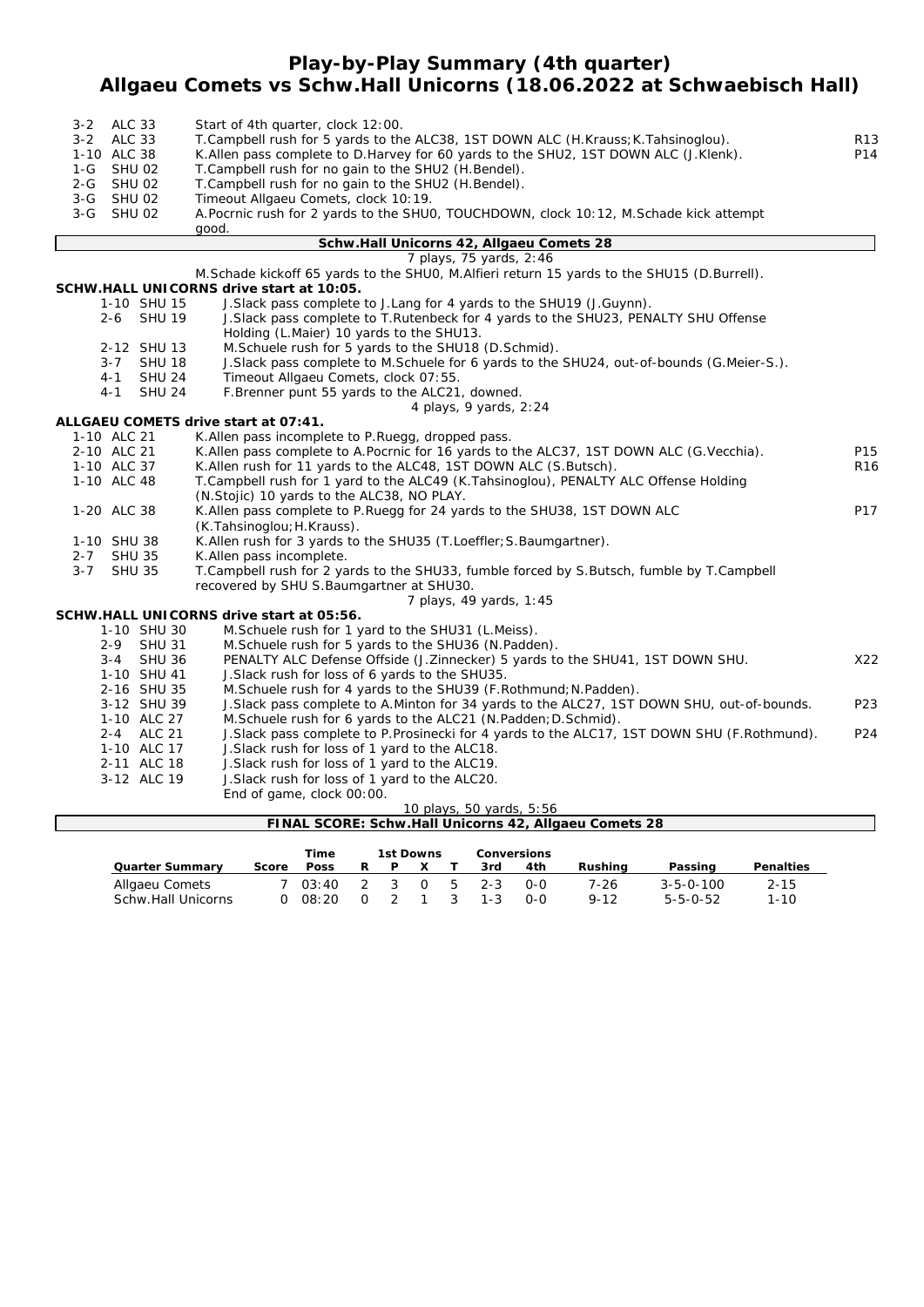# Play-by-Play Summary (4th quarter)
## Allgaeu Comets vs Schw.Hall Unicorns (18.06.2022 at Schwaebisch Hall)

| Down | Spot | Play | |
|---|---|---|---|
| 3-2 | ALC 33 | Start of 4th quarter, clock 12:00. | |
| 3-2 | ALC 33 | T.Campbell rush for 5 yards to the ALC38, 1ST DOWN ALC (H.Krauss;K.Tahsinoglou). | R13 |
| 1-10 | ALC 38 | K.Allen pass complete to D.Harvey for 60 yards to the SHU2, 1ST DOWN ALC (J.Klenk). | P14 |
| 1-G | SHU 02 | T.Campbell rush for no gain to the SHU2 (H.Bendel). | |
| 2-G | SHU 02 | T.Campbell rush for no gain to the SHU2 (H.Bendel). | |
| 3-G | SHU 02 | Timeout Allgaeu Comets, clock 10:19. | |
| 3-G | SHU 02 | A.Pocrnic rush for 2 yards to the SHU0, TOUCHDOWN, clock 10:12, M.Schade kick attempt good. | |

**Schw.Hall Unicorns 42, Allgaeu Comets 28**

7 plays, 75 yards, 2:46

M.Schade kickoff 65 yards to the SHU0, M.Alfieri return 15 yards to the SHU15 (D.Burrell).

**SCHW.HALL UNICORNS drive start at 10:05.**

| Down | Spot | Play | |
|---|---|---|---|
| 1-10 | SHU 15 | J.Slack pass complete to J.Lang for 4 yards to the SHU19 (J.Guynn). | |
| 2-6 | SHU 19 | J.Slack pass complete to T.Rutenbeck for 4 yards to the SHU23, PENALTY SHU Offense Holding (L.Maier) 10 yards to the SHU13. | |
| 2-12 | SHU 13 | M.Schuele rush for 5 yards to the SHU18 (D.Schmid). | |
| 3-7 | SHU 18 | J.Slack pass complete to M.Schuele for 6 yards to the SHU24, out-of-bounds (G.Meier-S.). | |
| 4-1 | SHU 24 | Timeout Allgaeu Comets, clock 07:55. | |
| 4-1 | SHU 24 | F.Brenner punt 55 yards to the ALC21, downed. | |

4 plays, 9 yards, 2:24

**ALLGAEU COMETS drive start at 07:41.**

| Down | Spot | Play | |
|---|---|---|---|
| 1-10 | ALC 21 | K.Allen pass incomplete to P.Ruegg, dropped pass. | |
| 2-10 | ALC 21 | K.Allen pass complete to A.Pocrnic for 16 yards to the ALC37, 1ST DOWN ALC (G.Vecchia). | P15 |
| 1-10 | ALC 37 | K.Allen rush for 11 yards to the ALC48, 1ST DOWN ALC (S.Butsch). | R16 |
| 1-10 | ALC 48 | T.Campbell rush for 1 yard to the ALC49 (K.Tahsinoglou), PENALTY ALC Offense Holding (N.Stojic) 10 yards to the ALC38, NO PLAY. | |
| 1-20 | ALC 38 | K.Allen pass complete to P.Ruegg for 24 yards to the SHU38, 1ST DOWN ALC (K.Tahsinoglou;H.Krauss). | P17 |
| 1-10 | SHU 38 | K.Allen rush for 3 yards to the SHU35 (T.Loeffler;S.Baumgartner). | |
| 2-7 | SHU 35 | K.Allen pass incomplete. | |
| 3-7 | SHU 35 | T.Campbell rush for 2 yards to the SHU33, fumble forced by S.Butsch, fumble by T.Campbell recovered by SHU S.Baumgartner at SHU30. | |

7 plays, 49 yards, 1:45

**SCHW.HALL UNICORNS drive start at 05:56.**

| Down | Spot | Play | |
|---|---|---|---|
| 1-10 | SHU 30 | M.Schuele rush for 1 yard to the SHU31 (L.Meiss). | |
| 2-9 | SHU 31 | M.Schuele rush for 5 yards to the SHU36 (N.Padden). | |
| 3-4 | SHU 36 | PENALTY ALC Defense Offside (J.Zinnecker) 5 yards to the SHU41, 1ST DOWN SHU. | X22 |
| 1-10 | SHU 41 | J.Slack rush for loss of 6 yards to the SHU35. | |
| 2-16 | SHU 35 | M.Schuele rush for 4 yards to the SHU39 (F.Rothmund;N.Padden). | |
| 3-12 | SHU 39 | J.Slack pass complete to A.Minton for 34 yards to the ALC27, 1ST DOWN SHU, out-of-bounds. | P23 |
| 1-10 | ALC 27 | M.Schuele rush for 6 yards to the ALC21 (N.Padden;D.Schmid). | |
| 2-4 | ALC 21 | J.Slack pass complete to P.Prosinecki for 4 yards to the ALC17, 1ST DOWN SHU (F.Rothmund). | P24 |
| 1-10 | ALC 17 | J.Slack rush for loss of 1 yard to the ALC18. | |
| 2-11 | ALC 18 | J.Slack rush for loss of 1 yard to the ALC19. | |
| 3-12 | ALC 19 | J.Slack rush for loss of 1 yard to the ALC20. | |
| | | End of game, clock 00:00. | |

10 plays, 50 yards, 5:56

**FINAL SCORE: Schw.Hall Unicorns 42, Allgaeu Comets 28**

| Quarter Summary | Score | Time Poss | 1st Downs R | P | X | T | Conversions 3rd | 4th | Rushing | Passing | Penalties |
|---|---|---|---|---|---|---|---|---|---|---|---|
| Allgaeu Comets | 7 | 03:40 | 2 | 3 | 0 | 5 | 2-3 | 0-0 | 7-26 | 3-5-0-100 | 2-15 |
| Schw.Hall Unicorns | 0 | 08:20 | 0 | 2 | 1 | 3 | 1-3 | 0-0 | 9-12 | 5-5-0-52 | 1-10 |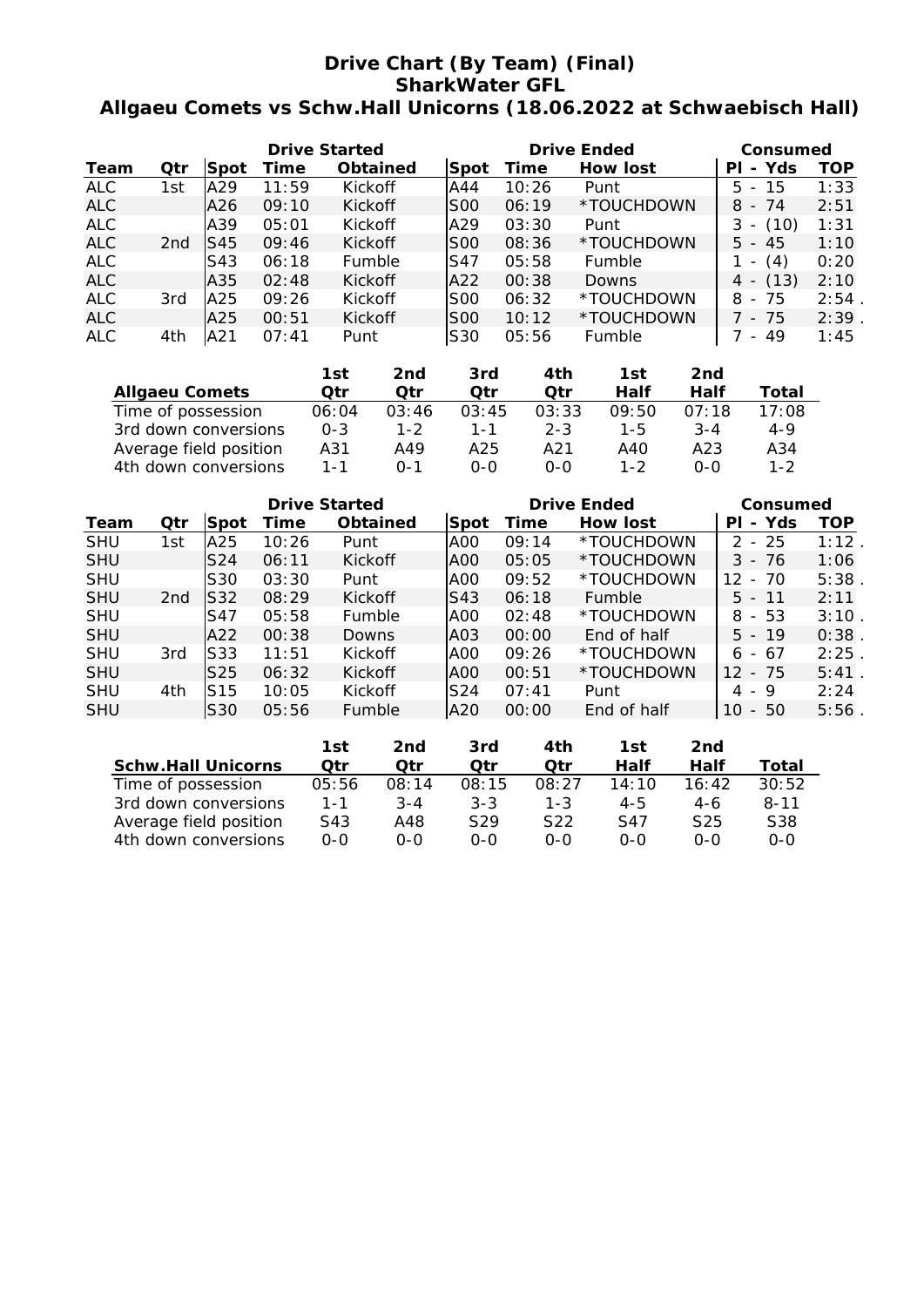# Drive Chart (By Team) (Final)
## SharkWater GFL
## Allgaeu Comets vs Schw.Hall Unicorns (18.06.2022 at Schwaebisch Hall)

| | | Drive Started | | | Drive Ended | | | Consumed | |
|---|---|---|---|---|---|---|---|---|---|
| Team | Qtr | Spot | Time | Obtained | Spot | Time | How lost | Pl - Yds | TOP |
| ALC | 1st | A29 | 11:59 | Kickoff | A44 | 10:26 | Punt | 5 - 15 | 1:33 |
| ALC | | A26 | 09:10 | Kickoff | S00 | 06:19 | *TOUCHDOWN | 8 - 74 | 2:51 |
| ALC | | A39 | 05:01 | Kickoff | A29 | 03:30 | Punt | 3 - (10) | 1:31 |
| ALC | 2nd | S45 | 09:46 | Kickoff | S00 | 08:36 | *TOUCHDOWN | 5 - 45 | 1:10 |
| ALC | | S43 | 06:18 | Fumble | S47 | 05:58 | Fumble | 1 - (4) | 0:20 |
| ALC | | A35 | 02:48 | Kickoff | A22 | 00:38 | Downs | 4 - (13) | 2:10 |
| ALC | 3rd | A25 | 09:26 | Kickoff | S00 | 06:32 | *TOUCHDOWN | 8 - 75 | 2:54 . |
| ALC | | A25 | 00:51 | Kickoff | S00 | 10:12 | *TOUCHDOWN | 7 - 75 | 2:39 . |
| ALC | 4th | A21 | 07:41 | Punt | S30 | 05:56 | Fumble | 7 - 49 | 1:45 |

| Allgaeu Comets | 1st Qtr | 2nd Qtr | 3rd Qtr | 4th Qtr | 1st Half | 2nd Half | Total |
|---|---|---|---|---|---|---|---|
| Time of possession | 06:04 | 03:46 | 03:45 | 03:33 | 09:50 | 07:18 | 17:08 |
| 3rd down conversions | 0-3 | 1-2 | 1-1 | 2-3 | 1-5 | 3-4 | 4-9 |
| Average field position | A31 | A49 | A25 | A21 | A40 | A23 | A34 |
| 4th down conversions | 1-1 | 0-1 | 0-0 | 0-0 | 1-2 | 0-0 | 1-2 |

| | | Drive Started | | | Drive Ended | | | Consumed | |
|---|---|---|---|---|---|---|---|---|---|
| Team | Qtr | Spot | Time | Obtained | Spot | Time | How lost | Pl - Yds | TOP |
| SHU | 1st | A25 | 10:26 | Punt | A00 | 09:14 | *TOUCHDOWN | 2 - 25 | 1:12 . |
| SHU | | S24 | 06:11 | Kickoff | A00 | 05:05 | *TOUCHDOWN | 3 - 76 | 1:06 |
| SHU | | S30 | 03:30 | Punt | A00 | 09:52 | *TOUCHDOWN | 12 - 70 | 5:38 . |
| SHU | 2nd | S32 | 08:29 | Kickoff | S43 | 06:18 | Fumble | 5 - 11 | 2:11 |
| SHU | | S47 | 05:58 | Fumble | A00 | 02:48 | *TOUCHDOWN | 8 - 53 | 3:10 . |
| SHU | | A22 | 00:38 | Downs | A03 | 00:00 | End of half | 5 - 19 | 0:38 . |
| SHU | 3rd | S33 | 11:51 | Kickoff | A00 | 09:26 | *TOUCHDOWN | 6 - 67 | 2:25 . |
| SHU | | S25 | 06:32 | Kickoff | A00 | 00:51 | *TOUCHDOWN | 12 - 75 | 5:41 . |
| SHU | 4th | S15 | 10:05 | Kickoff | S24 | 07:41 | Punt | 4 - 9 | 2:24 |
| SHU | | S30 | 05:56 | Fumble | A20 | 00:00 | End of half | 10 - 50 | 5:56 . |

| Schw.Hall Unicorns | 1st Qtr | 2nd Qtr | 3rd Qtr | 4th Qtr | 1st Half | 2nd Half | Total |
|---|---|---|---|---|---|---|---|
| Time of possession | 05:56 | 08:14 | 08:15 | 08:27 | 14:10 | 16:42 | 30:52 |
| 3rd down conversions | 1-1 | 3-4 | 3-3 | 1-3 | 4-5 | 4-6 | 8-11 |
| Average field position | S43 | A48 | S29 | S22 | S47 | S25 | S38 |
| 4th down conversions | 0-0 | 0-0 | 0-0 | 0-0 | 0-0 | 0-0 | 0-0 |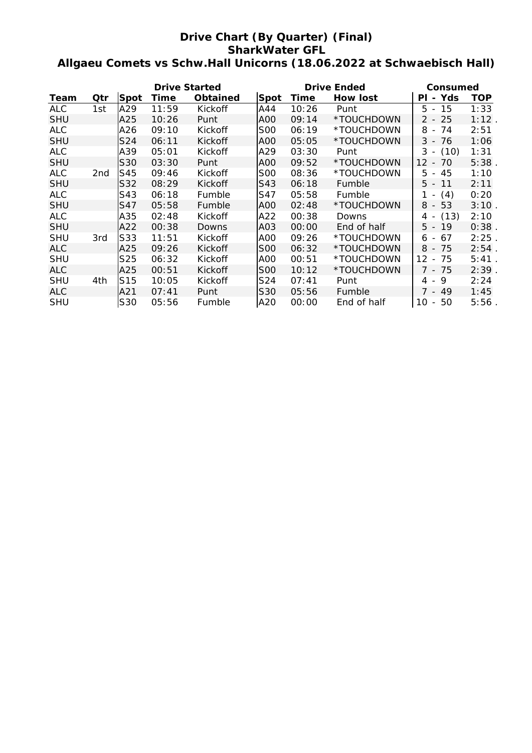# Drive Chart (By Quarter) (Final)
## SharkWater GFL
## Allgaeu Comets vs Schw.Hall Unicorns (18.06.2022 at Schwaebisch Hall)

| | | Drive Started | | | Drive Ended | | | Consumed | |
|---|---|---|---|---|---|---|---|---|---|
| **Team** | **Qtr** | **Spot** | **Time** | **Obtained** | **Spot** | **Time** | **How lost** | **Pl - Yds** | **TOP** |
| ALC | 1st | A29 | 11:59 | Kickoff | A44 | 10:26 | Punt | 5 - 15 | 1:33 |
| SHU | | A25 | 10:26 | Punt | A00 | 09:14 | *TOUCHDOWN | 2 - 25 | 1:12 . |
| ALC | | A26 | 09:10 | Kickoff | S00 | 06:19 | *TOUCHDOWN | 8 - 74 | 2:51 |
| SHU | | S24 | 06:11 | Kickoff | A00 | 05:05 | *TOUCHDOWN | 3 - 76 | 1:06 |
| ALC | | A39 | 05:01 | Kickoff | A29 | 03:30 | Punt | 3 - (10) | 1:31 |
| SHU | | S30 | 03:30 | Punt | A00 | 09:52 | *TOUCHDOWN | 12 - 70 | 5:38 . |
| ALC | 2nd | S45 | 09:46 | Kickoff | S00 | 08:36 | *TOUCHDOWN | 5 - 45 | 1:10 |
| SHU | | S32 | 08:29 | Kickoff | S43 | 06:18 | Fumble | 5 - 11 | 2:11 |
| ALC | | S43 | 06:18 | Fumble | S47 | 05:58 | Fumble | 1 - (4) | 0:20 |
| SHU | | S47 | 05:58 | Fumble | A00 | 02:48 | *TOUCHDOWN | 8 - 53 | 3:10 . |
| ALC | | A35 | 02:48 | Kickoff | A22 | 00:38 | Downs | 4 - (13) | 2:10 |
| SHU | | A22 | 00:38 | Downs | A03 | 00:00 | End of half | 5 - 19 | 0:38 . |
| SHU | 3rd | S33 | 11:51 | Kickoff | A00 | 09:26 | *TOUCHDOWN | 6 - 67 | 2:25 . |
| ALC | | A25 | 09:26 | Kickoff | S00 | 06:32 | *TOUCHDOWN | 8 - 75 | 2:54 . |
| SHU | | S25 | 06:32 | Kickoff | A00 | 00:51 | *TOUCHDOWN | 12 - 75 | 5:41 . |
| ALC | | A25 | 00:51 | Kickoff | S00 | 10:12 | *TOUCHDOWN | 7 - 75 | 2:39 . |
| SHU | 4th | S15 | 10:05 | Kickoff | S24 | 07:41 | Punt | 4 - 9 | 2:24 |
| ALC | | A21 | 07:41 | Punt | S30 | 05:56 | Fumble | 7 - 49 | 1:45 |
| SHU | | S30 | 05:56 | Fumble | A20 | 00:00 | End of half | 10 - 50 | 5:56 . |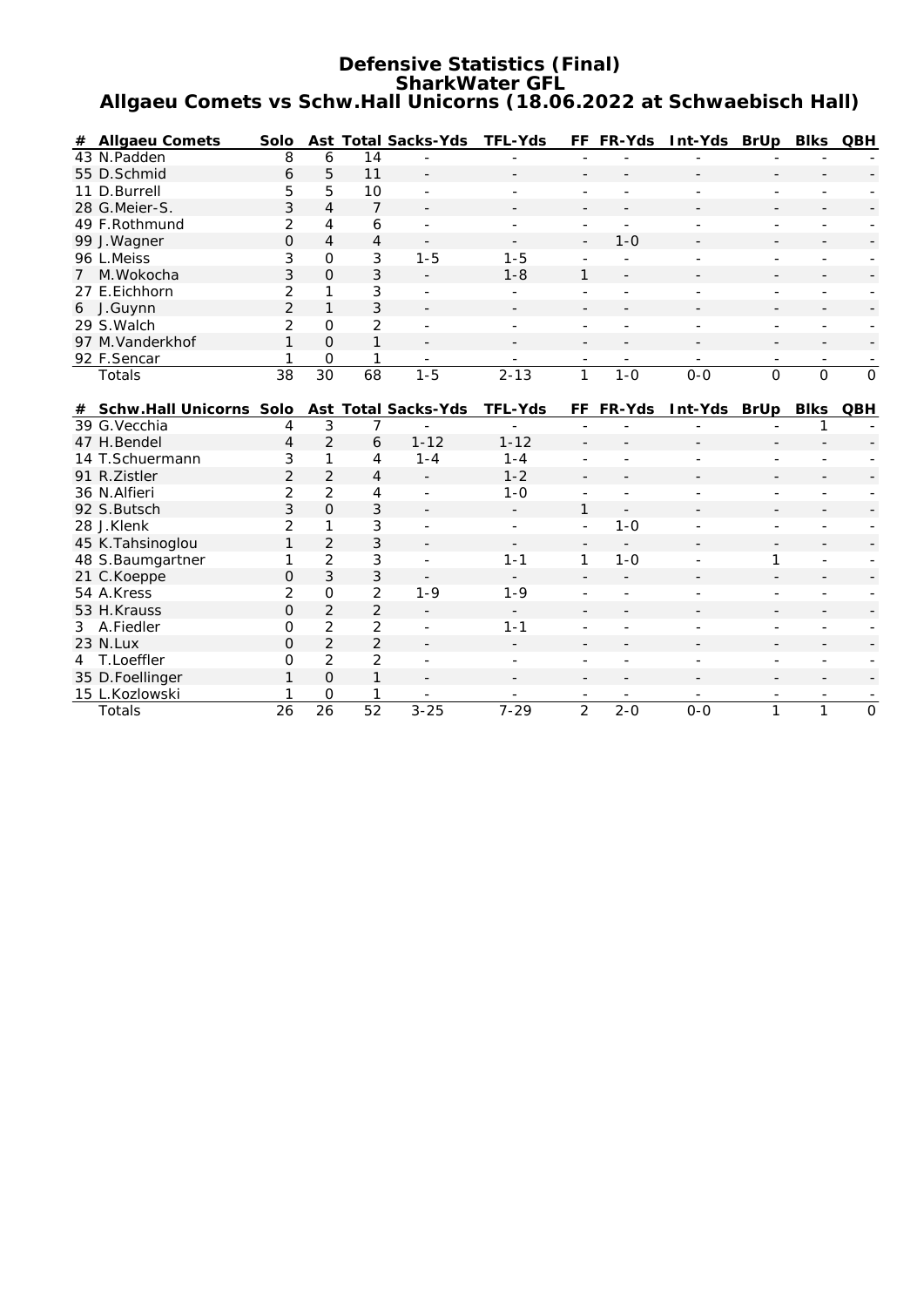# Defensive Statistics (Final)
## SharkWater GFL
## Allgaeu Comets vs Schw.Hall Unicorns (18.06.2022 at Schwaebisch Hall)

| # | Allgaeu Comets | Solo | Ast | Total | Sacks-Yds | TFL-Yds | FF | FR-Yds | Int-Yds | BrUp | Blks | QBH |
|---|---|---|---|---|---|---|---|---|---|---|---|---|
| 43 | N.Padden | 8 | 6 | 14 | - | - | - | - | - | - | - | - |
| 55 | D.Schmid | 6 | 5 | 11 | - | - | - | - | - | - | - | - |
| 11 | D.Burrell | 5 | 5 | 10 | - | - | - | - | - | - | - | - |
| 28 | G.Meier-S. | 3 | 4 | 7 | - | - | - | - | - | - | - | - |
| 49 | F.Rothmund | 2 | 4 | 6 | - | - | - | - | - | - | - | - |
| 99 | J.Wagner | 0 | 4 | 4 | - | - | - | 1-0 | - | - | - | - |
| 96 | L.Meiss | 3 | 0 | 3 | 1-5 | 1-5 | - | - | - | - | - | - |
| 7 | M.Wokocha | 3 | 0 | 3 | - | 1-8 | 1 | - | - | - | - | - |
| 27 | E.Eichhorn | 2 | 1 | 3 | - | - | - | - | - | - | - | - |
| 6 | J.Guynn | 2 | 1 | 3 | - | - | - | - | - | - | - | - |
| 29 | S.Walch | 2 | 0 | 2 | - | - | - | - | - | - | - | - |
| 97 | M.Vanderkhof | 1 | 0 | 1 | - | - | - | - | - | - | - | - |
| 92 | F.Sencar | 1 | 0 | 1 | - | - | - | - | - | - | - | - |
| | Totals | 38 | 30 | 68 | 1-5 | 2-13 | 1 | 1-0 | 0-0 | 0 | 0 | 0 |

| # | Schw.Hall Unicorns | Solo | Ast | Total | Sacks-Yds | TFL-Yds | FF | FR-Yds | Int-Yds | BrUp | Blks | QBH |
|---|---|---|---|---|---|---|---|---|---|---|---|---|
| 39 | G.Vecchia | 4 | 3 | 7 | - | - | - | - | - | - | 1 | - |
| 47 | H.Bendel | 4 | 2 | 6 | 1-12 | 1-12 | - | - | - | - | - | - |
| 14 | T.Schuermann | 3 | 1 | 4 | 1-4 | 1-4 | - | - | - | - | - | - |
| 91 | R.Zistler | 2 | 2 | 4 | - | 1-2 | - | - | - | - | - | - |
| 36 | N.Alfieri | 2 | 2 | 4 | - | 1-0 | - | - | - | - | - | - |
| 92 | S.Butsch | 3 | 0 | 3 | - | - | 1 | - | - | - | - | - |
| 28 | J.Klenk | 2 | 1 | 3 | - | - | - | 1-0 | - | - | - | - |
| 45 | K.Tahsinoglou | 1 | 2 | 3 | - | - | - | - | - | - | - | - |
| 48 | S.Baumgartner | 1 | 2 | 3 | - | 1-1 | 1 | 1-0 | - | 1 | - | - |
| 21 | C.Koeppe | 0 | 3 | 3 | - | - | - | - | - | - | - | - |
| 54 | A.Kress | 2 | 0 | 2 | 1-9 | 1-9 | - | - | - | - | - | - |
| 53 | H.Krauss | 0 | 2 | 2 | - | - | - | - | - | - | - | - |
| 3 | A.Fiedler | 0 | 2 | 2 | - | 1-1 | - | - | - | - | - | - |
| 23 | N.Lux | 0 | 2 | 2 | - | - | - | - | - | - | - | - |
| 4 | T.Loeffler | 0 | 2 | 2 | - | - | - | - | - | - | - | - |
| 35 | D.Foellinger | 1 | 0 | 1 | - | - | - | - | - | - | - | - |
| 15 | L.Kozlowski | 1 | 0 | 1 | - | - | - | - | - | - | - | - |
| | Totals | 26 | 26 | 52 | 3-25 | 7-29 | 2 | 2-0 | 0-0 | 1 | 1 | 0 |